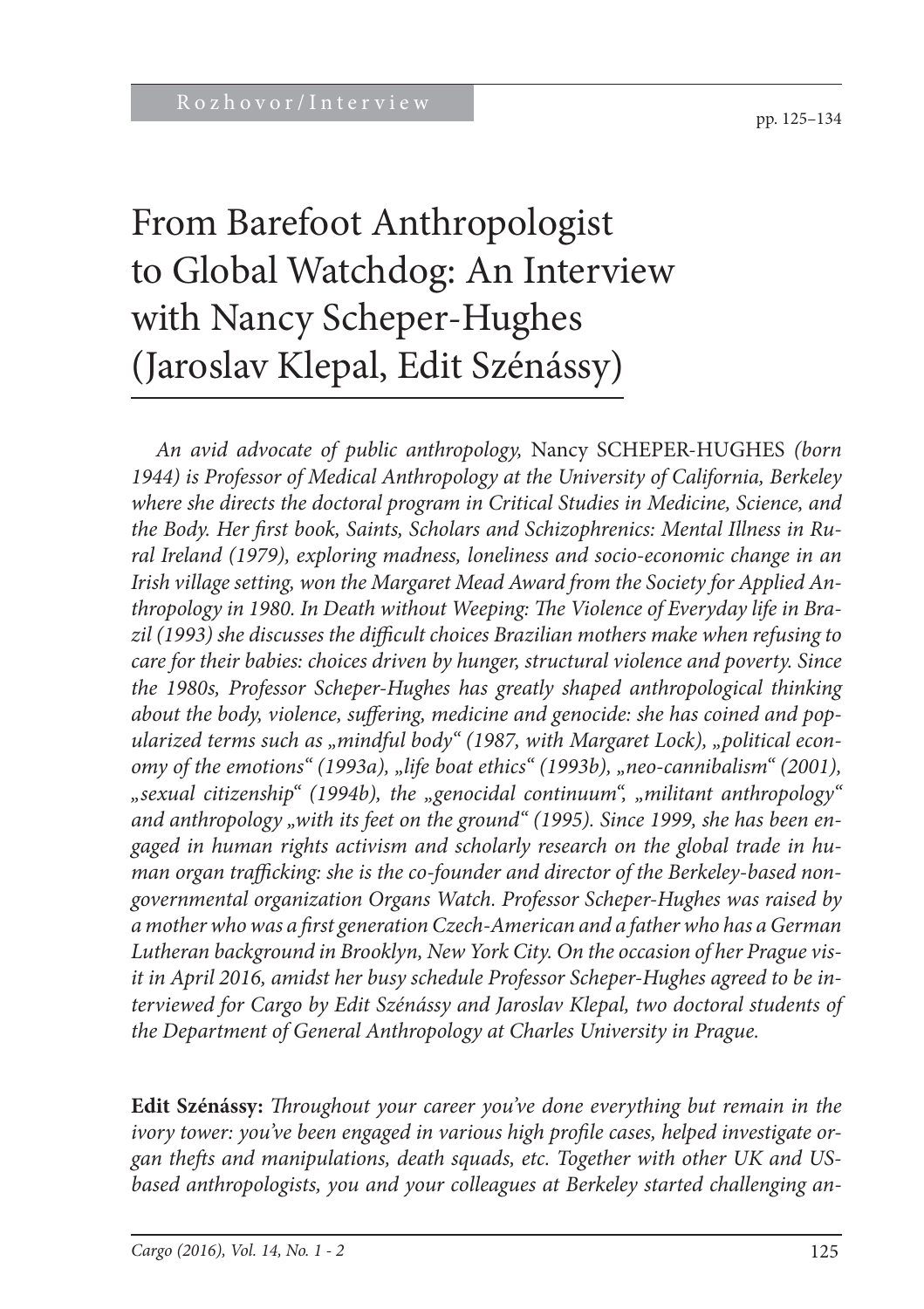Rozhovor/Interview

# From Barefoot Anthropologist to Global Watchdog: An Interview with Nancy Scheper-Hughes (Jaroslav Klepal, Edit Szénássy)

*An avid advocate of public anthropology,* Nancy SCHEPER-HUGHES *(born 1944) is Professor of Medical Anthropology at the University of California, Berkeley where she directs the doctoral program in Critical Studies in Medicine, Science, and the Body. Her first book, Saints, Scholars and Schizophrenics: Mental Illness in Rural Ireland (1979), exploring madness, loneliness and socio-economic change in an Irish village setting, won the Margaret Mead Award from the Society for Applied Anthropology in 1980. In Death without Weeping: The Violence of Everyday life in Brazil (1993) she discusses the difficult choices Brazilian mothers make when refusing to care for their babies: choices driven by hunger, structural violence and poverty. Since the 1980s, Professor Scheper-Hughes has greatly shaped anthropological thinking about the body, violence, suffering, medicine and genocide: she has coined and popularized terms such as „mindful body" (1987, with Margaret Lock), „political economy of the emotions" (1993a), „life boat ethics" (1993b), „neo-cannibalism" (2001), „sexual citizenship" (1994b), the „genocidal continuum", „militant anthropology" and anthropology „with its feet on the ground" (1995). Since 1999, she has been engaged in human rights activism and scholarly research on the global trade in human organ trafficking: she is the co-founder and director of the Berkeley-based non-governmental organization Organs Watch. Professor Scheper-Hughes was raised by a mother who was a first generation Czech-American and a father who has a German Lutheran background in Brooklyn, New York City. On the occasion of her Prague visit in April 2016, amidst her busy schedule Professor Scheper-Hughes agreed to be interviewed for Cargo by Edit Szénássy and Jaroslav Klepal, two doctoral students of the Department of General Anthropology at Charles University in Prague.*

**Edit Szénássy:** *Throughout your career you've done everything but remain in the ivory tower: you've been engaged in various high profile cases, helped investigate organ thefts and manipulations, death squads, etc. Together with other UK and US-based anthropologists, you and your colleagues at Berkeley started challenging an-*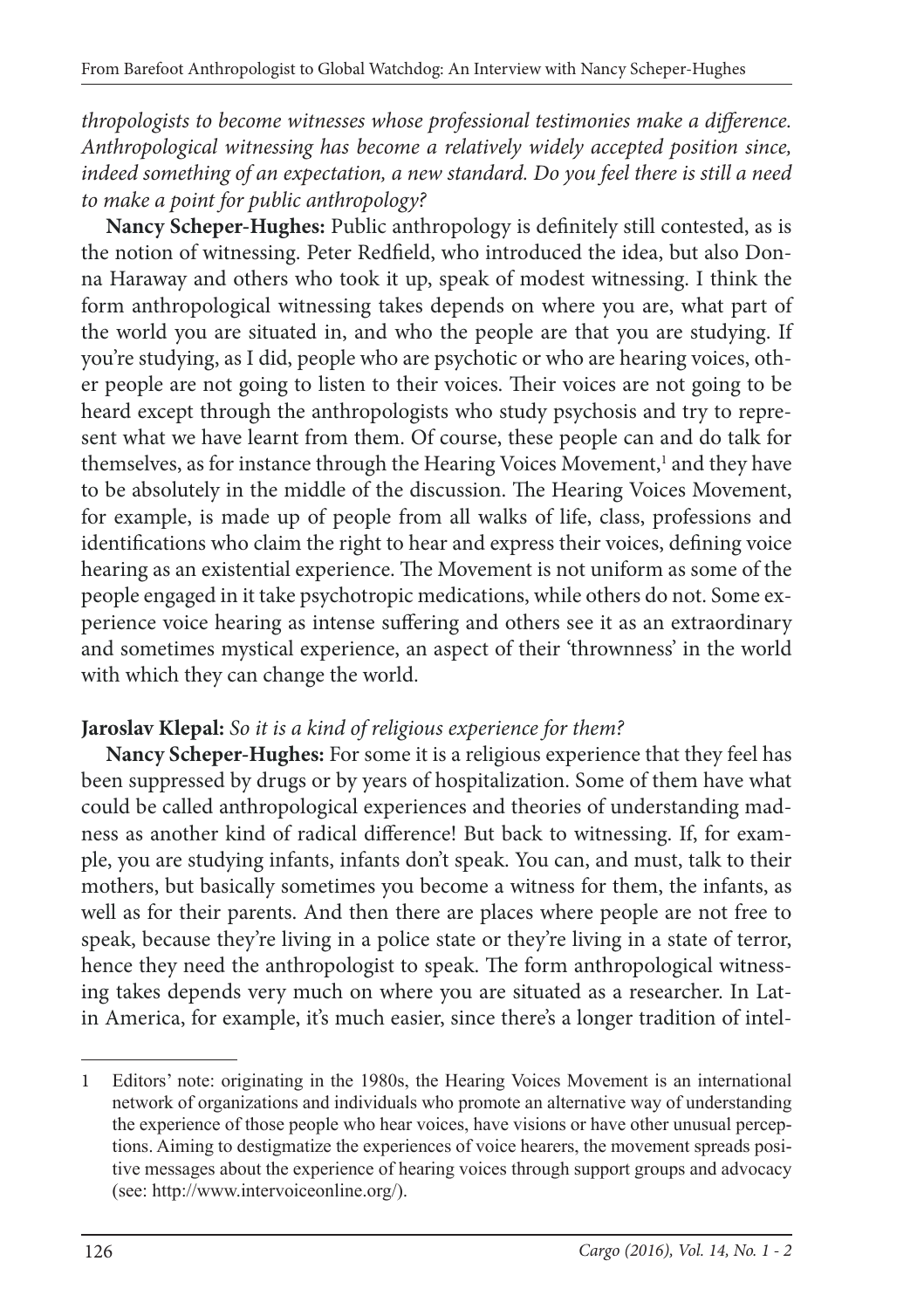*thropologists to become witnesses whose professional testimonies make a difference. Anthropological witnessing has become a relatively widely accepted position since, indeed something of an expectation, a new standard. Do you feel there is still a need to make a point for public anthropology?*

**Nancy Scheper-Hughes:** Public anthropology is definitely still contested, as is the notion of witnessing. Peter Redfield, who introduced the idea, but also Donna Haraway and others who took it up, speak of modest witnessing. I think the form anthropological witnessing takes depends on where you are, what part of the world you are situated in, and who the people are that you are studying. If you're studying, as I did, people who are psychotic or who are hearing voices, other people are not going to listen to their voices. Their voices are not going to be heard except through the anthropologists who study psychosis and try to represent what we have learnt from them. Of course, these people can and do talk for themselves, as for instance through the Hearing Voices Movement,[1] and they have to be absolutely in the middle of the discussion. The Hearing Voices Movement, for example, is made up of people from all walks of life, class, professions and identifications who claim the right to hear and express their voices, defining voice hearing as an existential experience. The Movement is not uniform as some of the people engaged in it take psychotropic medications, while others do not. Some experience voice hearing as intense suffering and others see it as an extraordinary and sometimes mystical experience, an aspect of their 'thrownness' in the world with which they can change the world.

**Jaroslav Klepal:** *So it is a kind of religious experience for them?*

**Nancy Scheper-Hughes:** For some it is a religious experience that they feel has been suppressed by drugs or by years of hospitalization. Some of them have what could be called anthropological experiences and theories of understanding madness as another kind of radical difference! But back to witnessing. If, for example, you are studying infants, infants don't speak. You can, and must, talk to their mothers, but basically sometimes you become a witness for them, the infants, as well as for their parents. And then there are places where people are not free to speak, because they're living in a police state or they're living in a state of terror, hence they need the anthropologist to speak. The form anthropological witnessing takes depends very much on where you are situated as a researcher. In Latin America, for example, it's much easier, since there's a longer tradition of intel-

---

1 Editors' note: originating in the 1980s, the Hearing Voices Movement is an international network of organizations and individuals who promote an alternative way of understanding the experience of those people who hear voices, have visions or have other unusual perceptions. Aiming to destigmatize the experiences of voice hearers, the movement spreads positive messages about the experience of hearing voices through support groups and advocacy (see: http://www.intervoiceonline.org/).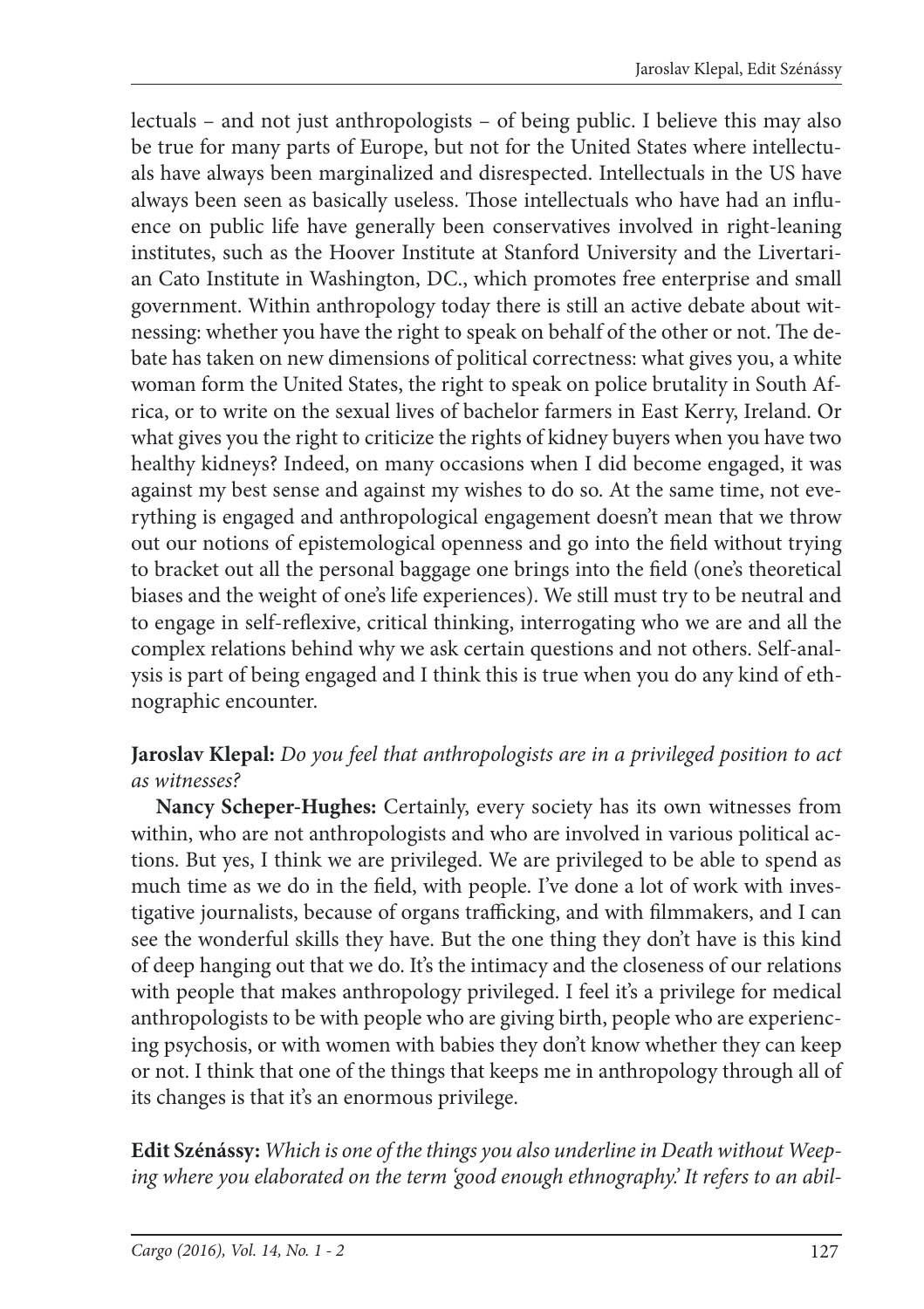lectuals – and not just anthropologists – of being public. I believe this may also be true for many parts of Europe, but not for the United States where intellectuals have always been marginalized and disrespected. Intellectuals in the US have always been seen as basically useless. Those intellectuals who have had an influence on public life have generally been conservatives involved in right-leaning institutes, such as the Hoover Institute at Stanford University and the Livertarian Cato Institute in Washington, DC., which promotes free enterprise and small government. Within anthropology today there is still an active debate about witnessing: whether you have the right to speak on behalf of the other or not. The debate has taken on new dimensions of political correctness: what gives you, a white woman form the United States, the right to speak on police brutality in South Africa, or to write on the sexual lives of bachelor farmers in East Kerry, Ireland. Or what gives you the right to criticize the rights of kidney buyers when you have two healthy kidneys? Indeed, on many occasions when I did become engaged, it was against my best sense and against my wishes to do so. At the same time, not everything is engaged and anthropological engagement doesn't mean that we throw out our notions of epistemological openness and go into the field without trying to bracket out all the personal baggage one brings into the field (one's theoretical biases and the weight of one's life experiences). We still must try to be neutral and to engage in self-reflexive, critical thinking, interrogating who we are and all the complex relations behind why we ask certain questions and not others. Self-analysis is part of being engaged and I think this is true when you do any kind of ethnographic encounter.

**Jaroslav Klepal:** *Do you feel that anthropologists are in a privileged position to act as witnesses?*

**Nancy Scheper-Hughes:** Certainly, every society has its own witnesses from within, who are not anthropologists and who are involved in various political actions. But yes, I think we are privileged. We are privileged to be able to spend as much time as we do in the field, with people. I've done a lot of work with investigative journalists, because of organs trafficking, and with filmmakers, and I can see the wonderful skills they have. But the one thing they don't have is this kind of deep hanging out that we do. It's the intimacy and the closeness of our relations with people that makes anthropology privileged. I feel it's a privilege for medical anthropologists to be with people who are giving birth, people who are experiencing psychosis, or with women with babies they don't know whether they can keep or not. I think that one of the things that keeps me in anthropology through all of its changes is that it's an enormous privilege.

**Edit Szénássy:** *Which is one of the things you also underline in Death without Weeping where you elaborated on the term 'good enough ethnography.' It refers to an abil-*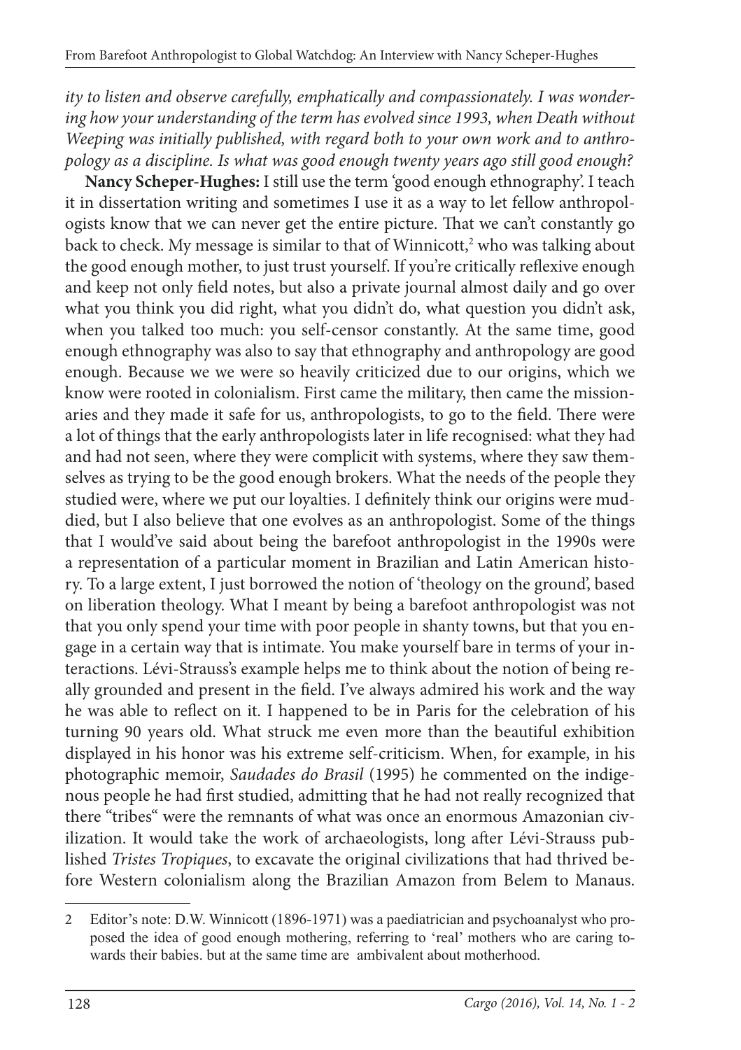*ity to listen and observe carefully, emphatically and compassionately. I was wondering how your understanding of the term has evolved since 1993, when Death without Weeping was initially published, with regard both to your own work and to anthropology as a discipline. Is what was good enough twenty years ago still good enough?*

**Nancy Scheper-Hughes:** I still use the term 'good enough ethnography'. I teach it in dissertation writing and sometimes I use it as a way to let fellow anthropologists know that we can never get the entire picture. That we can't constantly go back to check. My message is similar to that of Winnicott,[2] who was talking about the good enough mother, to just trust yourself. If you're critically reflexive enough and keep not only field notes, but also a private journal almost daily and go over what you think you did right, what you didn't do, what question you didn't ask, when you talked too much: you self-censor constantly. At the same time, good enough ethnography was also to say that ethnography and anthropology are good enough. Because we we were so heavily criticized due to our origins, which we know were rooted in colonialism. First came the military, then came the missionaries and they made it safe for us, anthropologists, to go to the field. There were a lot of things that the early anthropologists later in life recognised: what they had and had not seen, where they were complicit with systems, where they saw themselves as trying to be the good enough brokers. What the needs of the people they studied were, where we put our loyalties. I definitely think our origins were muddied, but I also believe that one evolves as an anthropologist. Some of the things that I would've said about being the barefoot anthropologist in the 1990s were a representation of a particular moment in Brazilian and Latin American history. To a large extent, I just borrowed the notion of 'theology on the ground', based on liberation theology. What I meant by being a barefoot anthropologist was not that you only spend your time with poor people in shanty towns, but that you engage in a certain way that is intimate. You make yourself bare in terms of your interactions. Lévi-Strauss's example helps me to think about the notion of being really grounded and present in the field. I've always admired his work and the way he was able to reflect on it. I happened to be in Paris for the celebration of his turning 90 years old. What struck me even more than the beautiful exhibition displayed in his honor was his extreme self-criticism. When, for example, in his photographic memoir, *Saudades do Brasil* (1995) he commented on the indigenous people he had first studied, admitting that he had not really recognized that there "tribes" were the remnants of what was once an enormous Amazonian civilization. It would take the work of archaeologists, long after Lévi-Strauss published *Tristes Tropiques*, to excavate the original civilizations that had thrived before Western colonialism along the Brazilian Amazon from Belem to Manaus.

---

2 Editor's note: D.W. Winnicott (1896-1971) was a paediatrician and psychoanalyst who proposed the idea of good enough mothering, referring to 'real' mothers who are caring towards their babies. but at the same time are ambivalent about motherhood.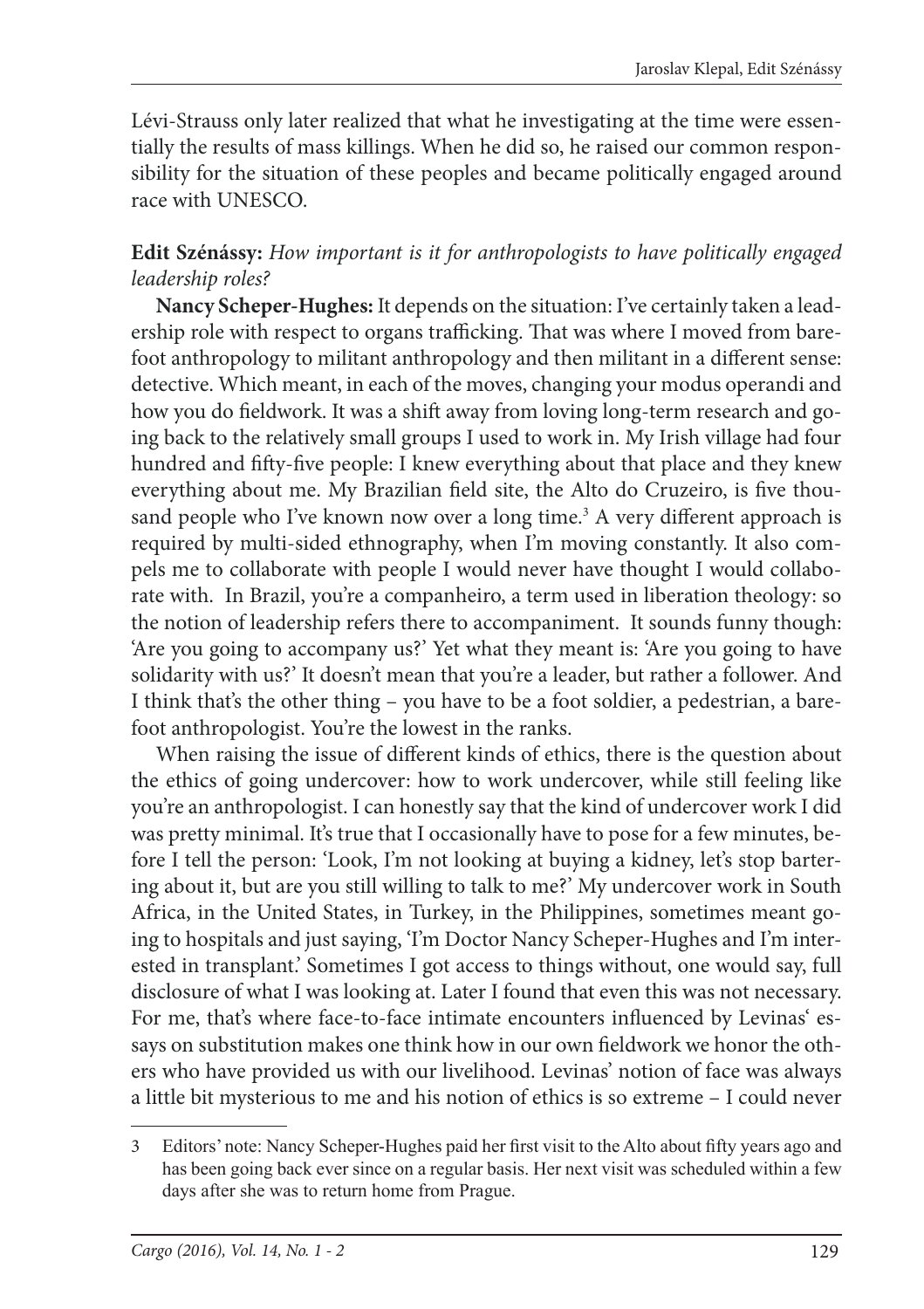Lévi-Strauss only later realized that what he investigating at the time were essentially the results of mass killings. When he did so, he raised our common responsibility for the situation of these peoples and became politically engaged around race with UNESCO.

**Edit Szénássy:** *How important is it for anthropologists to have politically engaged leadership roles?*

**Nancy Scheper-Hughes:** It depends on the situation: I've certainly taken a leadership role with respect to organs trafficking. That was where I moved from barefoot anthropology to militant anthropology and then militant in a different sense: detective. Which meant, in each of the moves, changing your modus operandi and how you do fieldwork. It was a shift away from loving long-term research and going back to the relatively small groups I used to work in. My Irish village had four hundred and fifty-five people: I knew everything about that place and they knew everything about me. My Brazilian field site, the Alto do Cruzeiro, is five thousand people who I've known now over a long time.[3] A very different approach is required by multi-sided ethnography, when I'm moving constantly. It also compels me to collaborate with people I would never have thought I would collaborate with. In Brazil, you're a companheiro, a term used in liberation theology: so the notion of leadership refers there to accompaniment. It sounds funny though: 'Are you going to accompany us?' Yet what they meant is: 'Are you going to have solidarity with us?' It doesn't mean that you're a leader, but rather a follower. And I think that's the other thing – you have to be a foot soldier, a pedestrian, a barefoot anthropologist. You're the lowest in the ranks.

When raising the issue of different kinds of ethics, there is the question about the ethics of going undercover: how to work undercover, while still feeling like you're an anthropologist. I can honestly say that the kind of undercover work I did was pretty minimal. It's true that I occasionally have to pose for a few minutes, before I tell the person: 'Look, I'm not looking at buying a kidney, let's stop bartering about it, but are you still willing to talk to me?' My undercover work in South Africa, in the United States, in Turkey, in the Philippines, sometimes meant going to hospitals and just saying, 'I'm Doctor Nancy Scheper-Hughes and I'm interested in transplant.' Sometimes I got access to things without, one would say, full disclosure of what I was looking at. Later I found that even this was not necessary. For me, that's where face-to-face intimate encounters influenced by Levinas' essays on substitution makes one think how in our own fieldwork we honor the others who have provided us with our livelihood. Levinas' notion of face was always a little bit mysterious to me and his notion of ethics is so extreme – I could never

3 Editors' note: Nancy Scheper-Hughes paid her first visit to the Alto about fifty years ago and has been going back ever since on a regular basis. Her next visit was scheduled within a few days after she was to return home from Prague.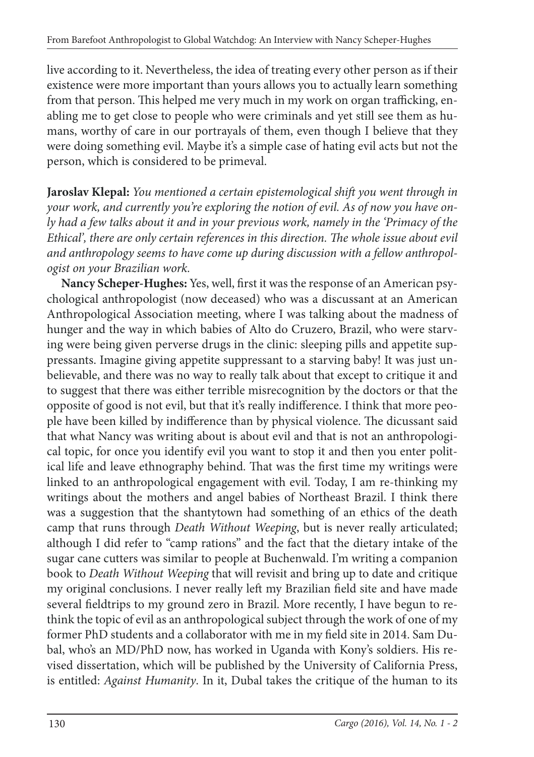live according to it. Nevertheless, the idea of treating every other person as if their existence were more important than yours allows you to actually learn something from that person. This helped me very much in my work on organ trafficking, enabling me to get close to people who were criminals and yet still see them as humans, worthy of care in our portrayals of them, even though I believe that they were doing something evil. Maybe it's a simple case of hating evil acts but not the person, which is considered to be primeval.

**Jaroslav Klepal:** *You mentioned a certain epistemological shift you went through in your work, and currently you're exploring the notion of evil. As of now you have only had a few talks about it and in your previous work, namely in the 'Primacy of the Ethical', there are only certain references in this direction. The whole issue about evil and anthropology seems to have come up during discussion with a fellow anthropologist on your Brazilian work.*

**Nancy Scheper-Hughes:** Yes, well, first it was the response of an American psychological anthropologist (now deceased) who was a discussant at an American Anthropological Association meeting, where I was talking about the madness of hunger and the way in which babies of Alto do Cruzero, Brazil, who were starving were being given perverse drugs in the clinic: sleeping pills and appetite suppressants. Imagine giving appetite suppressant to a starving baby! It was just unbelievable, and there was no way to really talk about that except to critique it and to suggest that there was either terrible misrecognition by the doctors or that the opposite of good is not evil, but that it's really indifference. I think that more people have been killed by indifference than by physical violence. The dicussant said that what Nancy was writing about is about evil and that is not an anthropological topic, for once you identify evil you want to stop it and then you enter political life and leave ethnography behind. That was the first time my writings were linked to an anthropological engagement with evil. Today, I am re-thinking my writings about the mothers and angel babies of Northeast Brazil. I think there was a suggestion that the shantytown had something of an ethics of the death camp that runs through *Death Without Weeping*, but is never really articulated; although I did refer to "camp rations" and the fact that the dietary intake of the sugar cane cutters was similar to people at Buchenwald. I'm writing a companion book to *Death Without Weeping* that will revisit and bring up to date and critique my original conclusions. I never really left my Brazilian field site and have made several fieldtrips to my ground zero in Brazil. More recently, I have begun to rethink the topic of evil as an anthropological subject through the work of one of my former PhD students and a collaborator with me in my field site in 2014. Sam Dubal, who's an MD/PhD now, has worked in Uganda with Kony's soldiers. His revised dissertation, which will be published by the University of California Press, is entitled: *Against Humanity*. In it, Dubal takes the critique of the human to its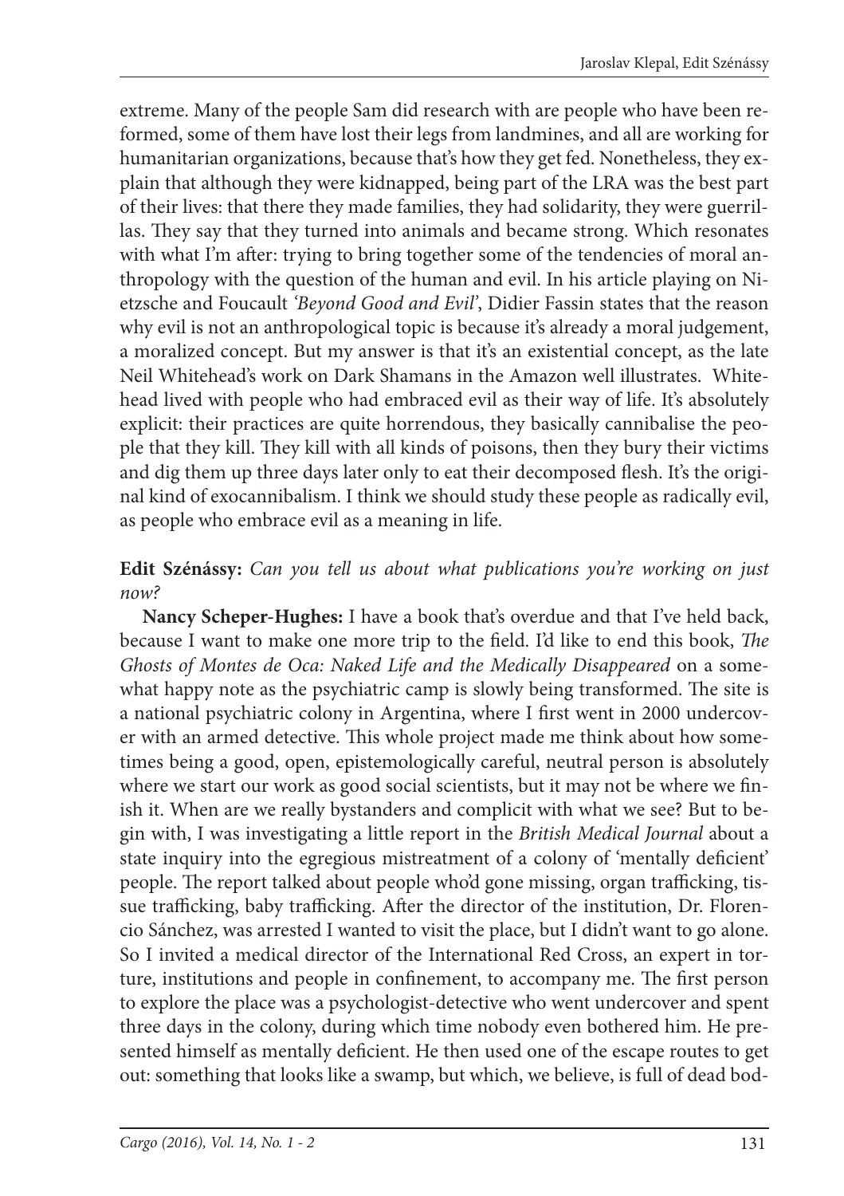extreme. Many of the people Sam did research with are people who have been reformed, some of them have lost their legs from landmines, and all are working for humanitarian organizations, because that's how they get fed. Nonetheless, they explain that although they were kidnapped, being part of the LRA was the best part of their lives: that there they made families, they had solidarity, they were guerrillas. They say that they turned into animals and became strong. Which resonates with what I'm after: trying to bring together some of the tendencies of moral anthropology with the question of the human and evil. In his article playing on Nietzsche and Foucault *'Beyond Good and Evil'*, Didier Fassin states that the reason why evil is not an anthropological topic is because it's already a moral judgement, a moralized concept. But my answer is that it's an existential concept, as the late Neil Whitehead's work on Dark Shamans in the Amazon well illustrates. Whitehead lived with people who had embraced evil as their way of life. It's absolutely explicit: their practices are quite horrendous, they basically cannibalise the people that they kill. They kill with all kinds of poisons, then they bury their victims and dig them up three days later only to eat their decomposed flesh. It's the original kind of exocannibalism. I think we should study these people as radically evil, as people who embrace evil as a meaning in life.

**Edit Szénássy:** *Can you tell us about what publications you're working on just now?*

**Nancy Scheper-Hughes:** I have a book that's overdue and that I've held back, because I want to make one more trip to the field. I'd like to end this book, *The Ghosts of Montes de Oca: Naked Life and the Medically Disappeared* on a somewhat happy note as the psychiatric camp is slowly being transformed. The site is a national psychiatric colony in Argentina, where I first went in 2000 undercover with an armed detective. This whole project made me think about how sometimes being a good, open, epistemologically careful, neutral person is absolutely where we start our work as good social scientists, but it may not be where we finish it. When are we really bystanders and complicit with what we see? But to begin with, I was investigating a little report in the *British Medical Journal* about a state inquiry into the egregious mistreatment of a colony of 'mentally deficient' people. The report talked about people who'd gone missing, organ trafficking, tissue trafficking, baby trafficking. After the director of the institution, Dr. Florencio Sánchez, was arrested I wanted to visit the place, but I didn't want to go alone. So I invited a medical director of the International Red Cross, an expert in torture, institutions and people in confinement, to accompany me. The first person to explore the place was a psychologist-detective who went undercover and spent three days in the colony, during which time nobody even bothered him. He presented himself as mentally deficient. He then used one of the escape routes to get out: something that looks like a swamp, but which, we believe, is full of dead bod-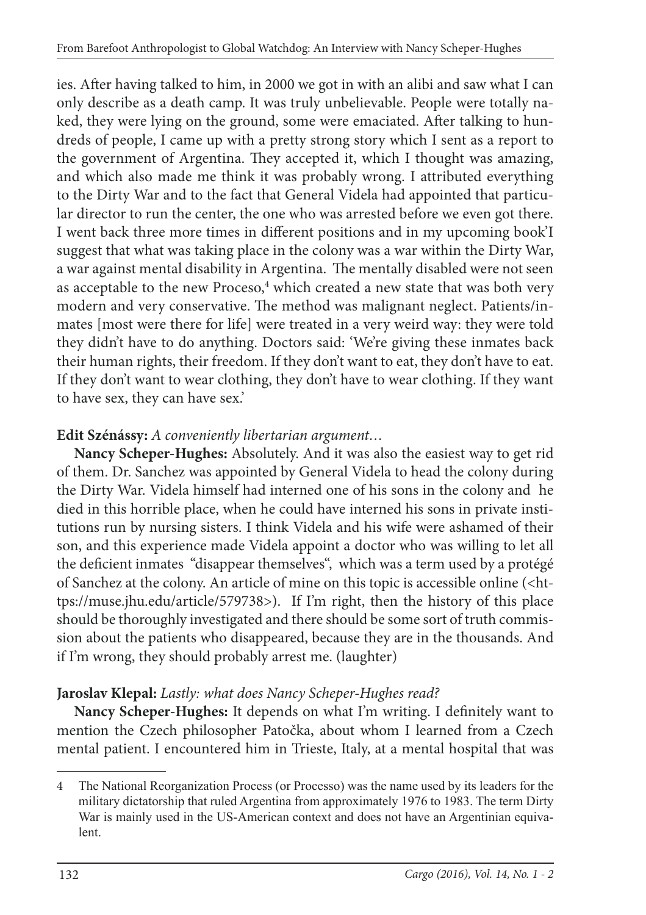ies. After having talked to him, in 2000 we got in with an alibi and saw what I can only describe as a death camp. It was truly unbelievable. People were totally naked, they were lying on the ground, some were emaciated. After talking to hundreds of people, I came up with a pretty strong story which I sent as a report to the government of Argentina. They accepted it, which I thought was amazing, and which also made me think it was probably wrong. I attributed everything to the Dirty War and to the fact that General Videla had appointed that particular director to run the center, the one who was arrested before we even got there. I went back three more times in different positions and in my upcoming book'I suggest that what was taking place in the colony was a war within the Dirty War, a war against mental disability in Argentina. The mentally disabled were not seen as acceptable to the new Proceso,[4] which created a new state that was both very modern and very conservative. The method was malignant neglect. Patients/inmates [most were there for life] were treated in a very weird way: they were told they didn't have to do anything. Doctors said: 'We're giving these inmates back their human rights, their freedom. If they don't want to eat, they don't have to eat. If they don't want to wear clothing, they don't have to wear clothing. If they want to have sex, they can have sex.'

**Edit Szénássy:** *A conveniently libertarian argument…*

**Nancy Scheper-Hughes:** Absolutely. And it was also the easiest way to get rid of them. Dr. Sanchez was appointed by General Videla to head the colony during the Dirty War. Videla himself had interned one of his sons in the colony and he died in this horrible place, when he could have interned his sons in private institutions run by nursing sisters. I think Videla and his wife were ashamed of their son, and this experience made Videla appoint a doctor who was willing to let all the deficient inmates "disappear themselves", which was a term used by a protégé of Sanchez at the colony. An article of mine on this topic is accessible online (<https://muse.jhu.edu/article/579738>). If I'm right, then the history of this place should be thoroughly investigated and there should be some sort of truth commission about the patients who disappeared, because they are in the thousands. And if I'm wrong, they should probably arrest me. (laughter)

**Jaroslav Klepal:** *Lastly: what does Nancy Scheper-Hughes read?*

**Nancy Scheper-Hughes:** It depends on what I'm writing. I definitely want to mention the Czech philosopher Patočka, about whom I learned from a Czech mental patient. I encountered him in Trieste, Italy, at a mental hospital that was

---

4 The National Reorganization Process (or Processo) was the name used by its leaders for the military dictatorship that ruled Argentina from approximately 1976 to 1983. The term Dirty War is mainly used in the US-American context and does not have an Argentinian equivalent.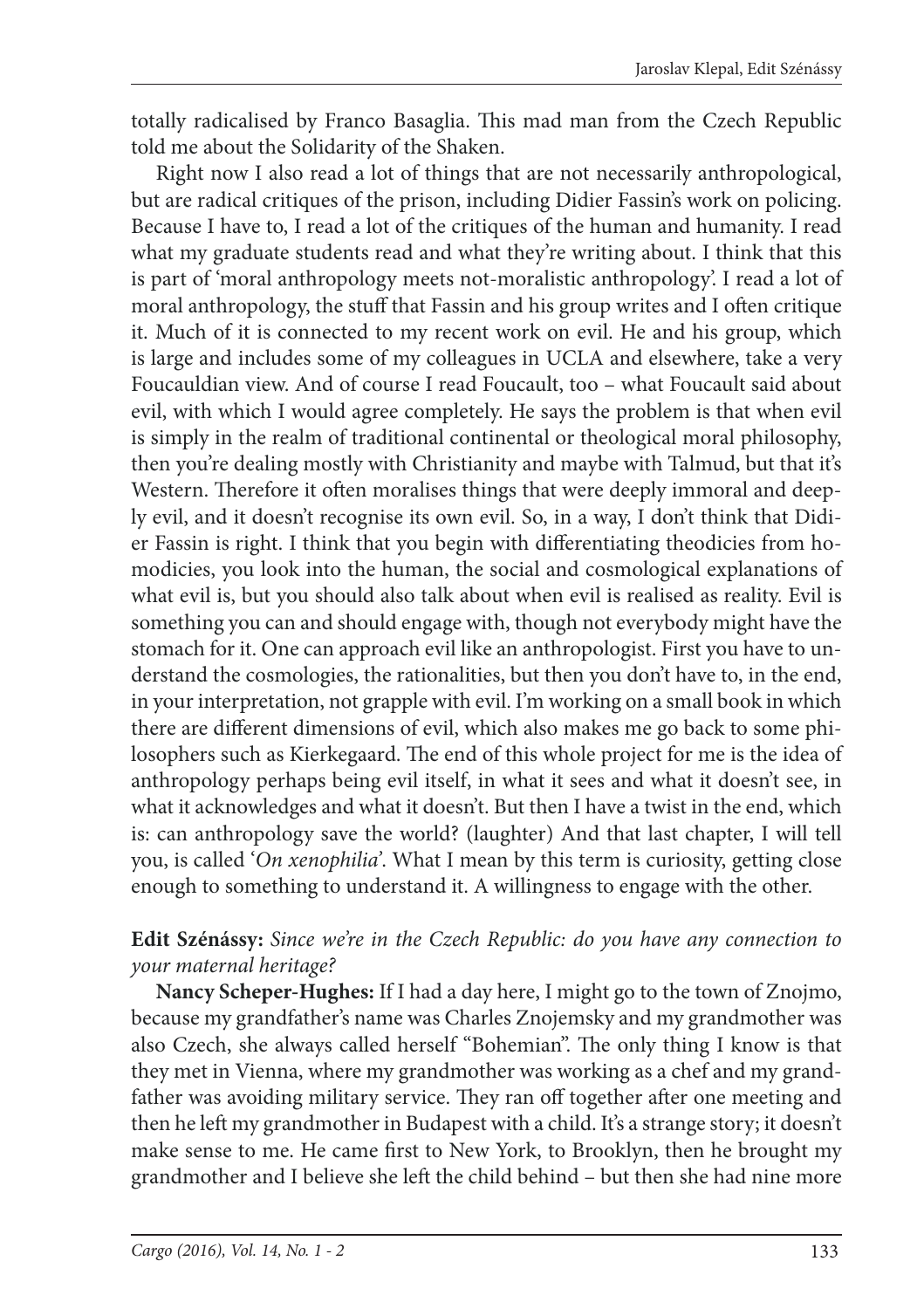totally radicalised by Franco Basaglia. This mad man from the Czech Republic told me about the Solidarity of the Shaken.

Right now I also read a lot of things that are not necessarily anthropological, but are radical critiques of the prison, including Didier Fassin's work on policing. Because I have to, I read a lot of the critiques of the human and humanity. I read what my graduate students read and what they're writing about. I think that this is part of 'moral anthropology meets not-moralistic anthropology'. I read a lot of moral anthropology, the stuff that Fassin and his group writes and I often critique it. Much of it is connected to my recent work on evil. He and his group, which is large and includes some of my colleagues in UCLA and elsewhere, take a very Foucauldian view. And of course I read Foucault, too – what Foucault said about evil, with which I would agree completely. He says the problem is that when evil is simply in the realm of traditional continental or theological moral philosophy, then you're dealing mostly with Christianity and maybe with Talmud, but that it's Western. Therefore it often moralises things that were deeply immoral and deeply evil, and it doesn't recognise its own evil. So, in a way, I don't think that Didier Fassin is right. I think that you begin with differentiating theodicies from homodicies, you look into the human, the social and cosmological explanations of what evil is, but you should also talk about when evil is realised as reality. Evil is something you can and should engage with, though not everybody might have the stomach for it. One can approach evil like an anthropologist. First you have to understand the cosmologies, the rationalities, but then you don't have to, in the end, in your interpretation, not grapple with evil. I'm working on a small book in which there are different dimensions of evil, which also makes me go back to some philosophers such as Kierkegaard. The end of this whole project for me is the idea of anthropology perhaps being evil itself, in what it sees and what it doesn't see, in what it acknowledges and what it doesn't. But then I have a twist in the end, which is: can anthropology save the world? (laughter) And that last chapter, I will tell you, is called '*On xenophilia*'. What I mean by this term is curiosity, getting close enough to something to understand it. A willingness to engage with the other.

**Edit Szénássy:** *Since we're in the Czech Republic: do you have any connection to your maternal heritage?*

**Nancy Scheper-Hughes:** If I had a day here, I might go to the town of Znojmo, because my grandfather's name was Charles Znojemsky and my grandmother was also Czech, she always called herself "Bohemian". The only thing I know is that they met in Vienna, where my grandmother was working as a chef and my grandfather was avoiding military service. They ran off together after one meeting and then he left my grandmother in Budapest with a child. It's a strange story; it doesn't make sense to me. He came first to New York, to Brooklyn, then he brought my grandmother and I believe she left the child behind – but then she had nine more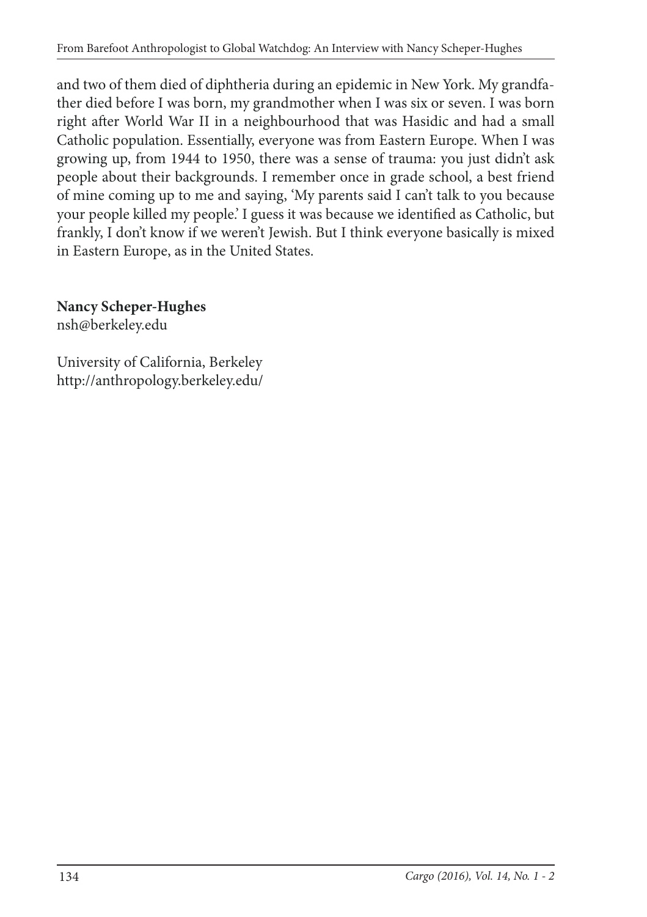and two of them died of diphtheria during an epidemic in New York. My grandfather died before I was born, my grandmother when I was six or seven. I was born right after World War II in a neighbourhood that was Hasidic and had a small Catholic population. Essentially, everyone was from Eastern Europe. When I was growing up, from 1944 to 1950, there was a sense of trauma: you just didn't ask people about their backgrounds. I remember once in grade school, a best friend of mine coming up to me and saying, 'My parents said I can't talk to you because your people killed my people.' I guess it was because we identified as Catholic, but frankly, I don't know if we weren't Jewish. But I think everyone basically is mixed in Eastern Europe, as in the United States.

**Nancy Scheper-Hughes**
nsh@berkeley.edu

University of California, Berkeley
http://anthropology.berkeley.edu/